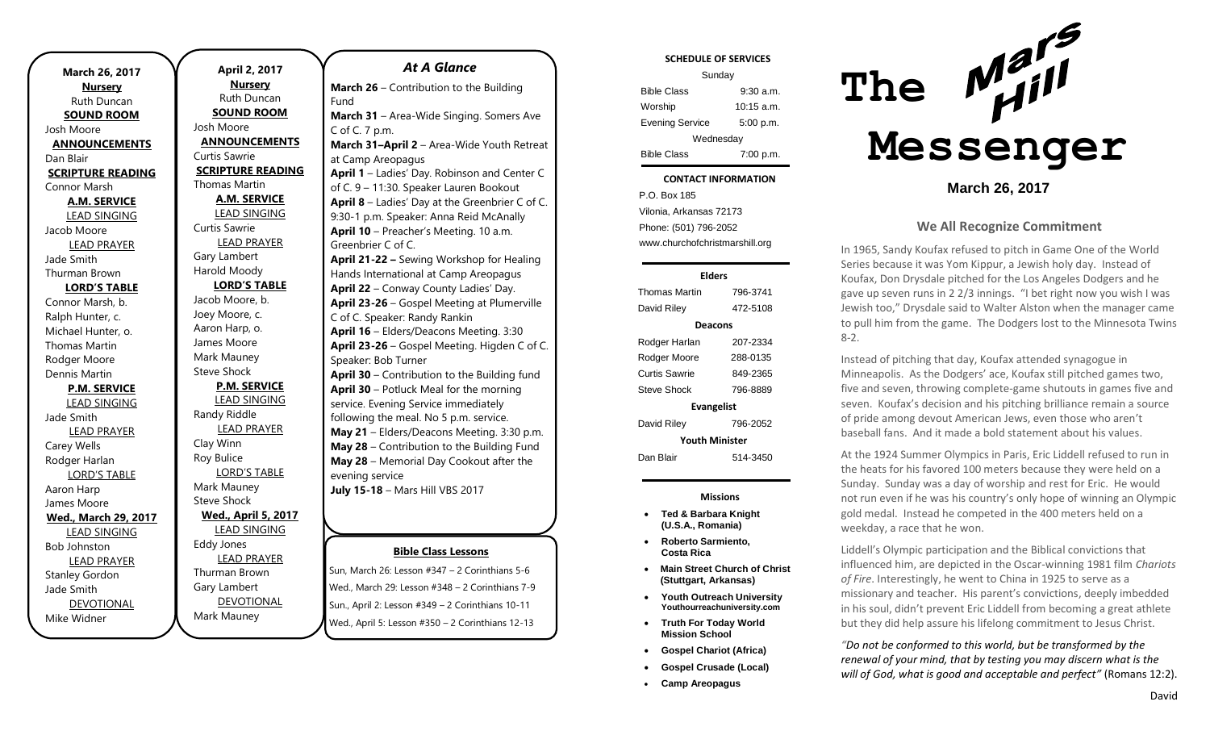**March 26, 2017**

**Nursery**
Ruth Duncan

**SOUND ROOM**
Josh Moore

**ANNOUNCEMENTS**
Dan Blair

**SCRIPTURE READING**
Connor Marsh

**A.M. SERVICE**

LEAD SINGING
Jacob Moore

LEAD PRAYER
Jade Smith
Thurman Brown

**LORD'S TABLE**
Connor Marsh, b.
Ralph Hunter, c.
Michael Hunter, o.
Thomas Martin
Rodger Moore
Dennis Martin

**P.M. SERVICE**

LEAD SINGING
Jade Smith

LEAD PRAYER
Carey Wells
Rodger Harlan

LORD'S TABLE
Aaron Harp
James Moore

**Wed., March 29, 2017**

LEAD SINGING
Bob Johnston

LEAD PRAYER
Stanley Gordon
Jade Smith

DEVOTIONAL
Mike Widner

**April 2, 2017**

**Nursery**
Ruth Duncan

**SOUND ROOM**
Josh Moore

**ANNOUNCEMENTS**
Curtis Sawrie

**SCRIPTURE READING**
Thomas Martin

**A.M. SERVICE**

LEAD SINGING
Curtis Sawrie

LEAD PRAYER
Gary Lambert
Harold Moody

**LORD'S TABLE**
Jacob Moore, b.
Joey Moore, c.
Aaron Harp, o.
James Moore
Mark Mauney
Steve Shock

**P.M. SERVICE**

LEAD SINGING
Randy Riddle

LEAD PRAYER
Clay Winn
Roy Bulice

LORD'S TABLE
Mark Mauney
Steve Shock

**Wed., April 5, 2017**

LEAD SINGING
Eddy Jones

LEAD PRAYER
Thurman Brown
Gary Lambert

DEVOTIONAL
Mark Mauney

## *At A Glance*

**March 26** – Contribution to the Building Fund
**March 31** – Area-Wide Singing. Somers Ave C of C. 7 p.m.
**March 31–April 2** – Area-Wide Youth Retreat at Camp Areopagus
**April 1** – Ladies' Day. Robinson and Center C of C. 9 – 11:30. Speaker: Lauren Bookout
**April 8** – Ladies' Day at the Greenbrier C of C. 9:30-1 p.m. Speaker: Anna Reid McAnally
**April 10** – Preacher's Meeting. 10 a.m. Greenbrier C of C.
**April 21-22 –** Sewing Workshop for Healing Hands International at Camp Areopagus
**April 22** – Conway County Ladies' Day.
**April 23-26** – Gospel Meeting at Plumerville C of C. Speaker: Randy Rankin
**April 16** – Elders/Deacons Meeting. 3:30
**April 23-26** – Gospel Meeting. Higden C of C. Speaker: Bob Turner
**April 30** – Contribution to the Building fund
**April 30** – Potluck Meal for the morning service. Evening Service immediately following the meal. No 5 p.m. service.
**May 21** – Elders/Deacons Meeting. 3:30 p.m.
**May 28** – Contribution to the Building Fund
**May 28** – Memorial Day Cookout after the evening service
**July 15-18** – Mars Hill VBS 2017

### Bible Class Lessons

Sun, March 26: Lesson #347 – 2 Corinthians 5-6
Wed., March 29: Lesson #348 – 2 Corinthians 7-9
Sun., April 2: Lesson #349 – 2 Corinthians 10-11
Wed., April 5: Lesson #350 – 2 Corinthians 12-13

**SCHEDULE OF SERVICES**

| Sunday | |
|---|---|
| Bible Class | 9:30 a.m. |
| Worship | 10:15 a.m. |
| Evening Service | 5:00 p.m. |
| Wednesday | |
| Bible Class | 7:00 p.m. |

**CONTACT INFORMATION**

P.O. Box 185
Vilonia, Arkansas 72173
Phone: (501) 796-2052
www.churchofchristmarshill.org

**Elders**

| | |
|---|---|
| Thomas Martin | 796-3741 |
| David Riley | 472-5108 |

**Deacons**

| | |
|---|---|
| Rodger Harlan | 207-2334 |
| Rodger Moore | 288-0135 |
| Curtis Sawrie | 849-2365 |
| Steve Shock | 796-8889 |

**Evangelist**

| | |
|---|---|
| David Riley | 796-2052 |

**Youth Minister**

| | |
|---|---|
| Dan Blair | 514-3450 |

**Missions**

- **Ted & Barbara Knight (U.S.A., Romania)**
- **Roberto Sarmiento, Costa Rica**
- **Main Street Church of Christ (Stuttgart, Arkansas)**
- **Youth Outreach University** Youthourreachuniversity.com
- **Truth For Today World Mission School**
- **Gospel Chariot (Africa)**
- **Gospel Crusade (Local)**
- **Camp Areopagus**

# The Mars Hill Messenger

**March 26, 2017**

## We All Recognize Commitment

In 1965, Sandy Koufax refused to pitch in Game One of the World Series because it was Yom Kippur, a Jewish holy day. Instead of Koufax, Don Drysdale pitched for the Los Angeles Dodgers and he gave up seven runs in 2 2/3 innings. "I bet right now you wish I was Jewish too," Drysdale said to Walter Alston when the manager came to pull him from the game. The Dodgers lost to the Minnesota Twins 8-2.

Instead of pitching that day, Koufax attended synagogue in Minneapolis. As the Dodgers' ace, Koufax still pitched games two, five and seven, throwing complete-game shutouts in games five and seven. Koufax's decision and his pitching brilliance remain a source of pride among devout American Jews, even those who aren't baseball fans. And it made a bold statement about his values.

At the 1924 Summer Olympics in Paris, Eric Liddell refused to run in the heats for his favored 100 meters because they were held on a Sunday. Sunday was a day of worship and rest for Eric. He would not run even if he was his country's only hope of winning an Olympic gold medal. Instead he competed in the 400 meters held on a weekday, a race that he won.

Liddell's Olympic participation and the Biblical convictions that influenced him, are depicted in the Oscar-winning 1981 film *Chariots of Fire*. Interestingly, he went to China in 1925 to serve as a missionary and teacher. His parent's convictions, deeply imbedded in his soul, didn't prevent Eric Liddell from becoming a great athlete but they did help assure his lifelong commitment to Jesus Christ.

*"Do not be conformed to this world, but be transformed by the renewal of your mind, that by testing you may discern what is the will of God, what is good and acceptable and perfect"* (Romans 12:2).

David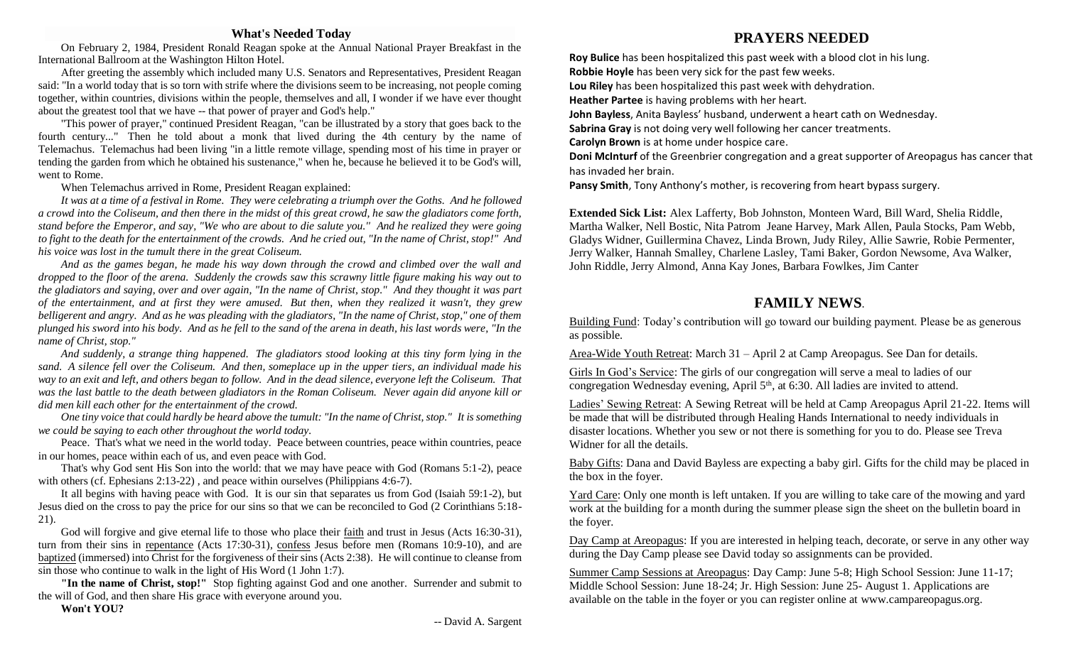## What's Needed Today

On February 2, 1984, President Ronald Reagan spoke at the Annual National Prayer Breakfast in the International Ballroom at the Washington Hilton Hotel.

After greeting the assembly which included many U.S. Senators and Representatives, President Reagan said: "In a world today that is so torn with strife where the divisions seem to be increasing, not people coming together, within countries, divisions within the people, themselves and all, I wonder if we have ever thought about the greatest tool that we have -- that power of prayer and God's help."

"This power of prayer," continued President Reagan, "can be illustrated by a story that goes back to the fourth century..." Then he told about a monk that lived during the 4th century by the name of Telemachus. Telemachus had been living "in a little remote village, spending most of his time in prayer or tending the garden from which he obtained his sustenance," when he, because he believed it to be God's will, went to Rome.

When Telemachus arrived in Rome, President Reagan explained:

*It was at a time of a festival in Rome. They were celebrating a triumph over the Goths. And he followed a crowd into the Coliseum, and then there in the midst of this great crowd, he saw the gladiators come forth, stand before the Emperor, and say, "We who are about to die salute you." And he realized they were going to fight to the death for the entertainment of the crowds. And he cried out, "In the name of Christ, stop!" And his voice was lost in the tumult there in the great Coliseum.*

*And as the games began, he made his way down through the crowd and climbed over the wall and dropped to the floor of the arena. Suddenly the crowds saw this scrawny little figure making his way out to the gladiators and saying, over and over again, "In the name of Christ, stop." And they thought it was part of the entertainment, and at first they were amused. But then, when they realized it wasn't, they grew belligerent and angry. And as he was pleading with the gladiators, "In the name of Christ, stop," one of them plunged his sword into his body. And as he fell to the sand of the arena in death, his last words were, "In the name of Christ, stop."*

*And suddenly, a strange thing happened. The gladiators stood looking at this tiny form lying in the sand. A silence fell over the Coliseum. And then, someplace up in the upper tiers, an individual made his way to an exit and left, and others began to follow. And in the dead silence, everyone left the Coliseum. That was the last battle to the death between gladiators in the Roman Coliseum. Never again did anyone kill or did men kill each other for the entertainment of the crowd.*

*One tiny voice that could hardly be heard above the tumult: "In the name of Christ, stop." It is something we could be saying to each other throughout the world today.*

Peace. That's what we need in the world today. Peace between countries, peace within countries, peace in our homes, peace within each of us, and even peace with God.

That's why God sent His Son into the world: that we may have peace with God (Romans 5:1-2), peace with others (cf. Ephesians 2:13-22) , and peace within ourselves (Philippians 4:6-7).

It all begins with having peace with God. It is our sin that separates us from God (Isaiah 59:1-2), but Jesus died on the cross to pay the price for our sins so that we can be reconciled to God (2 Corinthians 5:18-21).

God will forgive and give eternal life to those who place their faith and trust in Jesus (Acts 16:30-31), turn from their sins in repentance (Acts 17:30-31), confess Jesus before men (Romans 10:9-10), and are baptized (immersed) into Christ for the forgiveness of their sins (Acts 2:38). He will continue to cleanse from sin those who continue to walk in the light of His Word (1 John 1:7).

**"In the name of Christ, stop!"** Stop fighting against God and one another. Surrender and submit to the will of God, and then share His grace with everyone around you.

**Won't YOU?**

-- David A. Sargent

## PRAYERS NEEDED

**Roy Bulice** has been hospitalized this past week with a blood clot in his lung.
**Robbie Hoyle** has been very sick for the past few weeks.
**Lou Riley** has been hospitalized this past week with dehydration.
**Heather Partee** is having problems with her heart.
**John Bayless**, Anita Bayless' husband, underwent a heart cath on Wednesday.
**Sabrina Gray** is not doing very well following her cancer treatments.
**Carolyn Brown** is at home under hospice care.
**Doni McInturf** of the Greenbrier congregation and a great supporter of Areopagus has cancer that has invaded her brain.
**Pansy Smith**, Tony Anthony's mother, is recovering from heart bypass surgery.

**Extended Sick List:** Alex Lafferty, Bob Johnston, Monteen Ward, Bill Ward, Shelia Riddle, Martha Walker, Nell Bostic, Nita Patrom Jeane Harvey, Mark Allen, Paula Stocks, Pam Webb, Gladys Widner, Guillermina Chavez, Linda Brown, Judy Riley, Allie Sawrie, Robie Permenter, Jerry Walker, Hannah Smalley, Charlene Lasley, Tami Baker, Gordon Newsome, Ava Walker, John Riddle, Jerry Almond, Anna Kay Jones, Barbara Fowlkes, Jim Canter

## FAMILY NEWS.

Building Fund: Today's contribution will go toward our building payment. Please be as generous as possible.

Area-Wide Youth Retreat: March 31 – April 2 at Camp Areopagus. See Dan for details.

Girls In God's Service: The girls of our congregation will serve a meal to ladies of our congregation Wednesday evening, April 5th, at 6:30. All ladies are invited to attend.

Ladies' Sewing Retreat: A Sewing Retreat will be held at Camp Areopagus April 21-22. Items will be made that will be distributed through Healing Hands International to needy individuals in disaster locations. Whether you sew or not there is something for you to do. Please see Treva Widner for all the details.

Baby Gifts: Dana and David Bayless are expecting a baby girl. Gifts for the child may be placed in the box in the foyer.

Yard Care: Only one month is left untaken. If you are willing to take care of the mowing and yard work at the building for a month during the summer please sign the sheet on the bulletin board in the foyer.

Day Camp at Areopagus: If you are interested in helping teach, decorate, or serve in any other way during the Day Camp please see David today so assignments can be provided.

Summer Camp Sessions at Areopagus: Day Camp: June 5-8; High School Session: June 11-17; Middle School Session: June 18-24; Jr. High Session: June 25- August 1. Applications are available on the table in the foyer or you can register online at www.campareopagus.org.